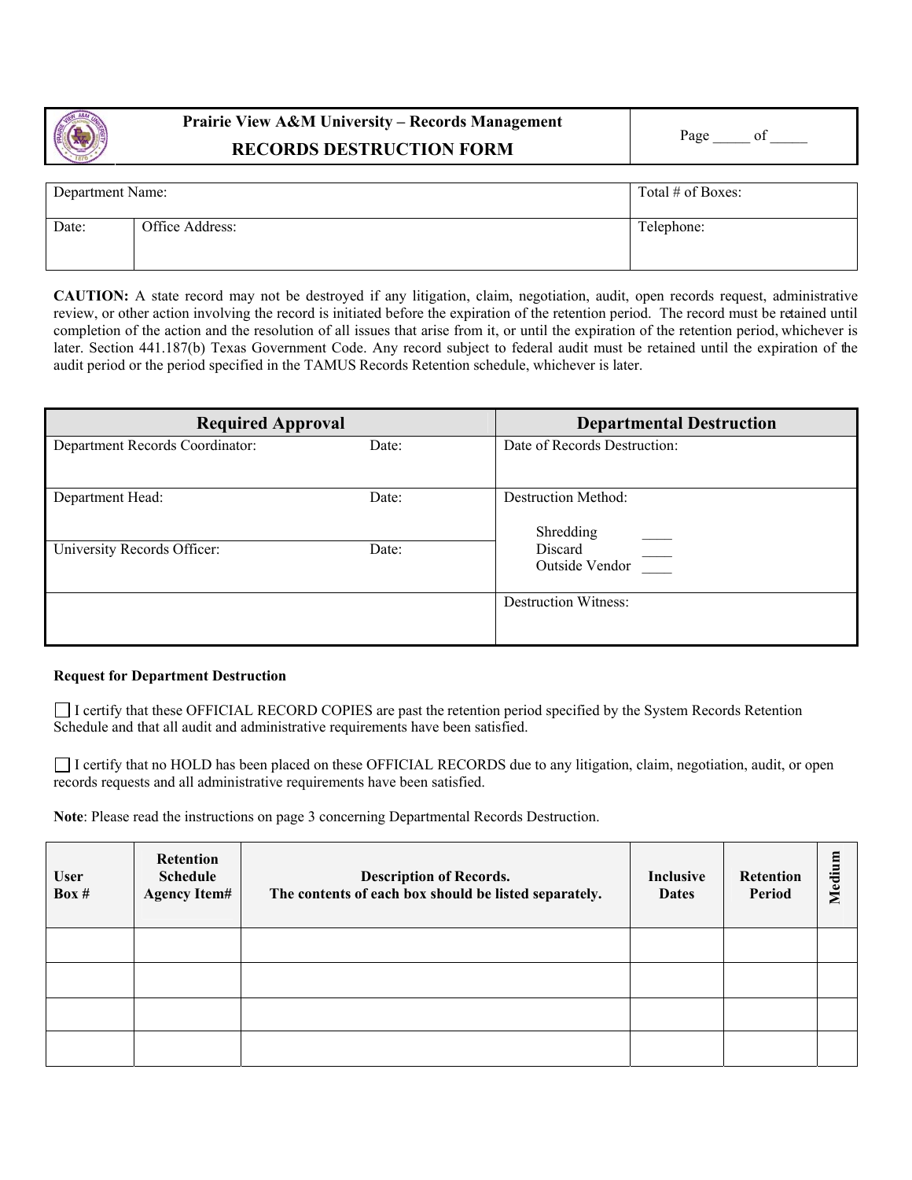**Prairie View A&M University – Records Management**

# RECORDS DESTRUCTION FORM

Page _____ of _____

| Department Name: | | Total # of Boxes: |
|---|---|---|
| Date: | Office Address: | Telephone: |

**CAUTION:** A state record may not be destroyed if any litigation, claim, negotiation, audit, open records request, administrative review, or other action involving the record is initiated before the expiration of the retention period. The record must be retained until completion of the action and the resolution of all issues that arise from it, or until the expiration of the retention period, whichever is later. Section 441.187(b) Texas Government Code. Any record subject to federal audit must be retained until the expiration of the audit period or the period specified in the TAMUS Records Retention schedule, whichever is later.

| Required Approval | | Departmental Destruction |
|---|---|---|
| Department Records Coordinator: | Date: | Date of Records Destruction: |
| Department Head: | Date: | Destruction Method:<br>Shredding ____<br>Discard ____<br>Outside Vendor ____ |
| University Records Officer: | Date: | |
| | | Destruction Witness: |

**Request for Department Destruction**

☐ I certify that these OFFICIAL RECORD COPIES are past the retention period specified by the System Records Retention Schedule and that all audit and administrative requirements have been satisfied.

☐ I certify that no HOLD has been placed on these OFFICIAL RECORDS due to any litigation, claim, negotiation, audit, or open records requests and all administrative requirements have been satisfied.

**Note**: Please read the instructions on page 3 concerning Departmental Records Destruction.

| User Box # | Retention Schedule Agency Item# | Description of Records. The contents of each box should be listed separately. | Inclusive Dates | Retention Period | Medium |
|---|---|---|---|---|---|
| | | | | | |
| | | | | | |
| | | | | | |
| | | | | | |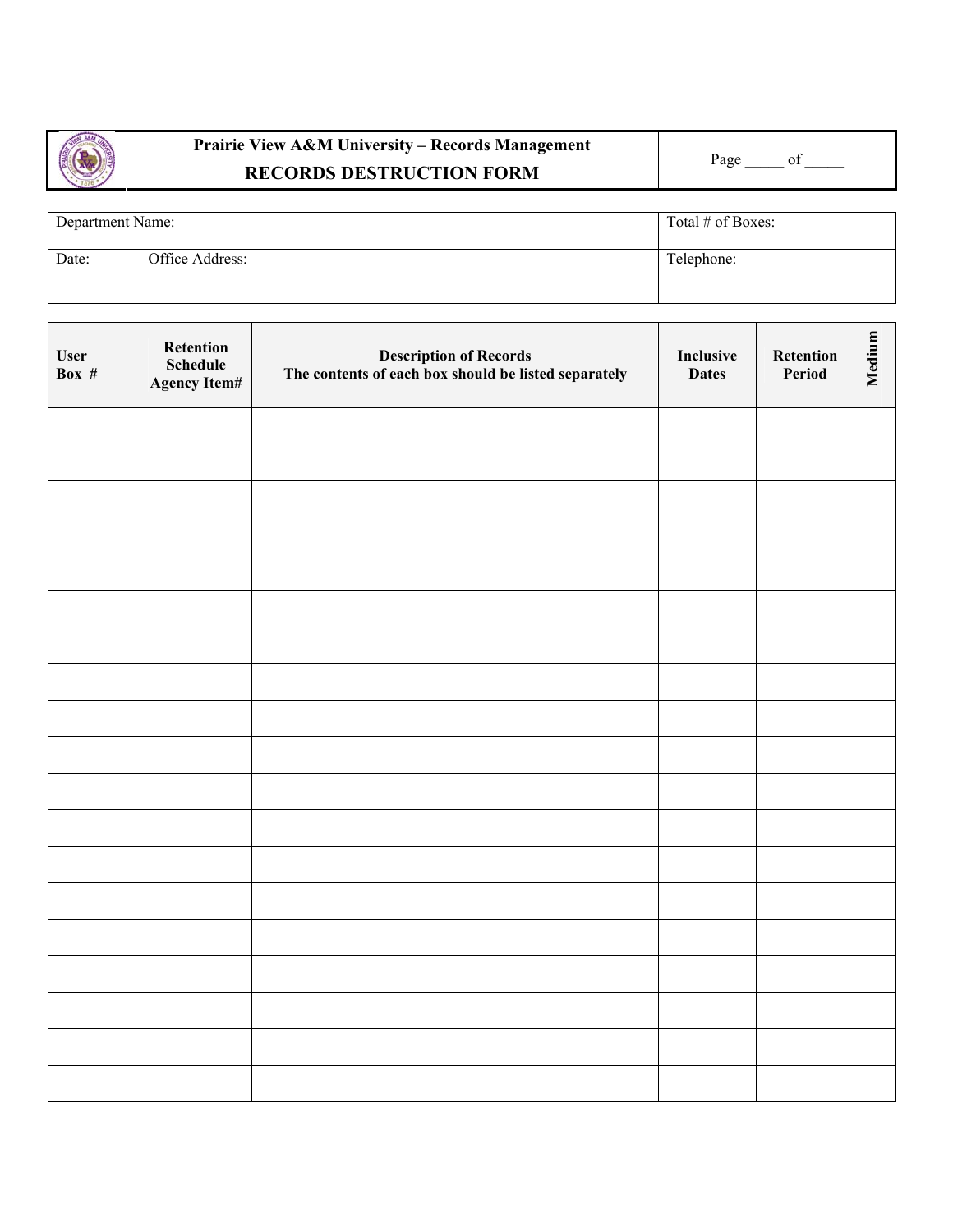| Prairie View A&M University – Records Management<br>**RECORDS DESTRUCTION FORM** | Page _____ of _____ |
|---|---|

| Department Name: | | Total # of Boxes: |
|---|---|---|
| Date: | Office Address: | Telephone: |

| User Box # | Retention Schedule Agency Item# | Description of Records<br>The contents of each box should be listed separately | Inclusive Dates | Retention Period | Medium |
|---|---|---|---|---|---|
| | | | | | |
| | | | | | |
| | | | | | |
| | | | | | |
| | | | | | |
| | | | | | |
| | | | | | |
| | | | | | |
| | | | | | |
| | | | | | |
| | | | | | |
| | | | | | |
| | | | | | |
| | | | | | |
| | | | | | |
| | | | | | |
| | | | | | |
| | | | | | |
| | | | | | |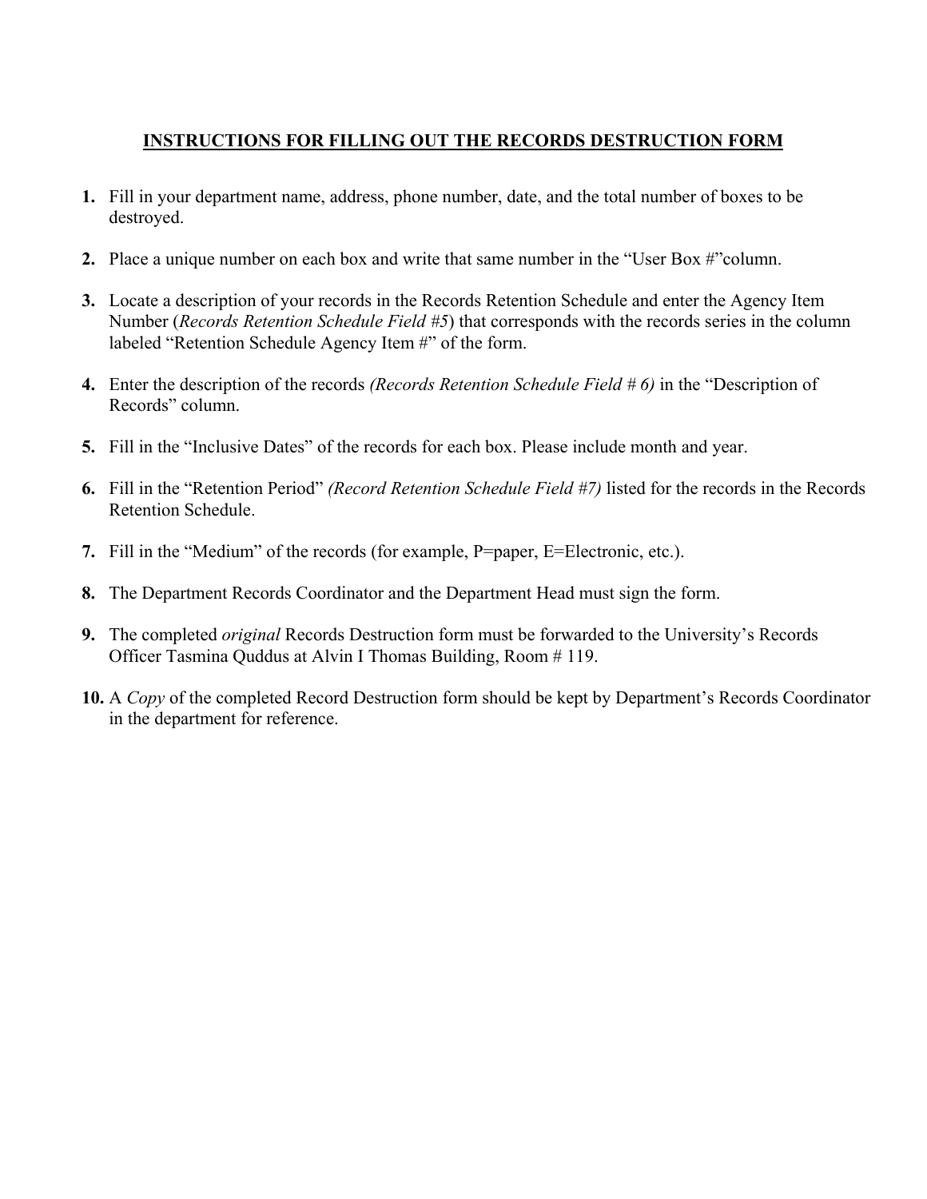# **INSTRUCTIONS FOR FILLING OUT THE RECORDS DESTRUCTION FORM**

1. Fill in your department name, address, phone number, date, and the total number of boxes to be destroyed.

2. Place a unique number on each box and write that same number in the "User Box #"column.

3. Locate a description of your records in the Records Retention Schedule and enter the Agency Item Number (*Records Retention Schedule Field #5*) that corresponds with the records series in the column labeled "Retention Schedule Agency Item #" of the form.

4. Enter the description of the records *(Records Retention Schedule Field # 6)* in the "Description of Records" column.

5. Fill in the "Inclusive Dates" of the records for each box. Please include month and year.

6. Fill in the "Retention Period" *(Record Retention Schedule Field #7)* listed for the records in the Records Retention Schedule.

7. Fill in the "Medium" of the records (for example, P=paper, E=Electronic, etc.).

8. The Department Records Coordinator and the Department Head must sign the form.

9. The completed *original* Records Destruction form must be forwarded to the University's Records Officer Tasmina Quddus at Alvin I Thomas Building, Room # 119.

10. A *Copy* of the completed Record Destruction form should be kept by Department's Records Coordinator in the department for reference.